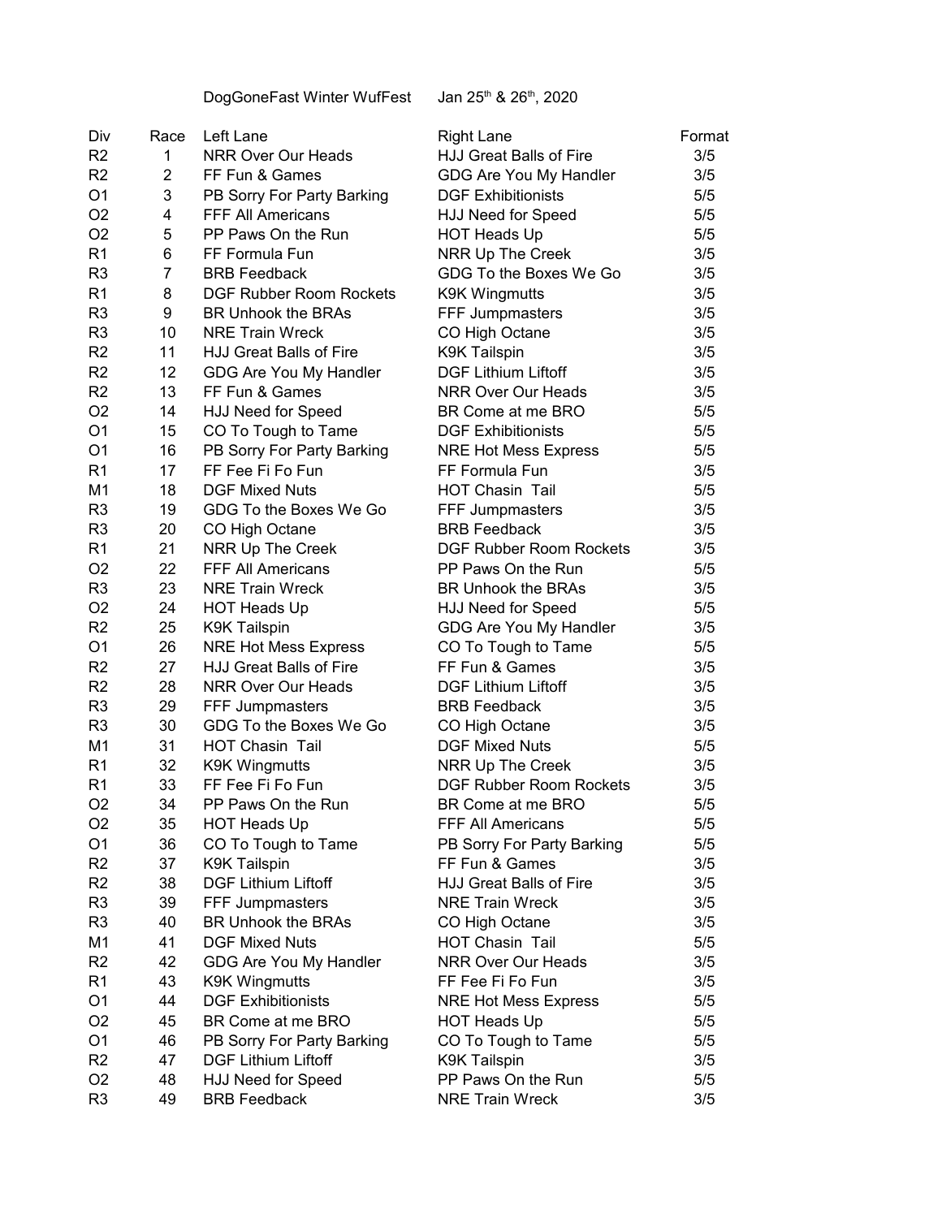DogGoneFast Winter WufFest Jan 25th & 26th, 2020

| Div | Race | Left Lane | Right Lane | Format |
|---|---|---|---|---|
| R2 | 1 | NRR Over Our Heads | HJJ Great Balls of Fire | 3/5 |
| R2 | 2 | FF Fun & Games | GDG Are You My Handler | 3/5 |
| O1 | 3 | PB Sorry For Party Barking | DGF Exhibitionists | 5/5 |
| O2 | 4 | FFF All Americans | HJJ Need for Speed | 5/5 |
| O2 | 5 | PP Paws On the Run | HOT Heads Up | 5/5 |
| R1 | 6 | FF Formula Fun | NRR Up The Creek | 3/5 |
| R3 | 7 | BRB Feedback | GDG To the Boxes We Go | 3/5 |
| R1 | 8 | DGF Rubber Room Rockets | K9K Wingmutts | 3/5 |
| R3 | 9 | BR Unhook the BRAs | FFF Jumpmasters | 3/5 |
| R3 | 10 | NRE Train Wreck | CO High Octane | 3/5 |
| R2 | 11 | HJJ Great Balls of Fire | K9K Tailspin | 3/5 |
| R2 | 12 | GDG Are You My Handler | DGF Lithium Liftoff | 3/5 |
| R2 | 13 | FF Fun & Games | NRR Over Our Heads | 3/5 |
| O2 | 14 | HJJ Need for Speed | BR Come at me BRO | 5/5 |
| O1 | 15 | CO To Tough to Tame | DGF Exhibitionists | 5/5 |
| O1 | 16 | PB Sorry For Party Barking | NRE Hot Mess Express | 5/5 |
| R1 | 17 | FF Fee Fi Fo Fun | FF Formula Fun | 3/5 |
| M1 | 18 | DGF Mixed Nuts | HOT Chasin Tail | 5/5 |
| R3 | 19 | GDG To the Boxes We Go | FFF Jumpmasters | 3/5 |
| R3 | 20 | CO High Octane | BRB Feedback | 3/5 |
| R1 | 21 | NRR Up The Creek | DGF Rubber Room Rockets | 3/5 |
| O2 | 22 | FFF All Americans | PP Paws On the Run | 5/5 |
| R3 | 23 | NRE Train Wreck | BR Unhook the BRAs | 3/5 |
| O2 | 24 | HOT Heads Up | HJJ Need for Speed | 5/5 |
| R2 | 25 | K9K Tailspin | GDG Are You My Handler | 3/5 |
| O1 | 26 | NRE Hot Mess Express | CO To Tough to Tame | 5/5 |
| R2 | 27 | HJJ Great Balls of Fire | FF Fun & Games | 3/5 |
| R2 | 28 | NRR Over Our Heads | DGF Lithium Liftoff | 3/5 |
| R3 | 29 | FFF Jumpmasters | BRB Feedback | 3/5 |
| R3 | 30 | GDG To the Boxes We Go | CO High Octane | 3/5 |
| M1 | 31 | HOT Chasin Tail | DGF Mixed Nuts | 5/5 |
| R1 | 32 | K9K Wingmutts | NRR Up The Creek | 3/5 |
| R1 | 33 | FF Fee Fi Fo Fun | DGF Rubber Room Rockets | 3/5 |
| O2 | 34 | PP Paws On the Run | BR Come at me BRO | 5/5 |
| O2 | 35 | HOT Heads Up | FFF All Americans | 5/5 |
| O1 | 36 | CO To Tough to Tame | PB Sorry For Party Barking | 5/5 |
| R2 | 37 | K9K Tailspin | FF Fun & Games | 3/5 |
| R2 | 38 | DGF Lithium Liftoff | HJJ Great Balls of Fire | 3/5 |
| R3 | 39 | FFF Jumpmasters | NRE Train Wreck | 3/5 |
| R3 | 40 | BR Unhook the BRAs | CO High Octane | 3/5 |
| M1 | 41 | DGF Mixed Nuts | HOT Chasin Tail | 5/5 |
| R2 | 42 | GDG Are You My Handler | NRR Over Our Heads | 3/5 |
| R1 | 43 | K9K Wingmutts | FF Fee Fi Fo Fun | 3/5 |
| O1 | 44 | DGF Exhibitionists | NRE Hot Mess Express | 5/5 |
| O2 | 45 | BR Come at me BRO | HOT Heads Up | 5/5 |
| O1 | 46 | PB Sorry For Party Barking | CO To Tough to Tame | 5/5 |
| R2 | 47 | DGF Lithium Liftoff | K9K Tailspin | 3/5 |
| O2 | 48 | HJJ Need for Speed | PP Paws On the Run | 5/5 |
| R3 | 49 | BRB Feedback | NRE Train Wreck | 3/5 |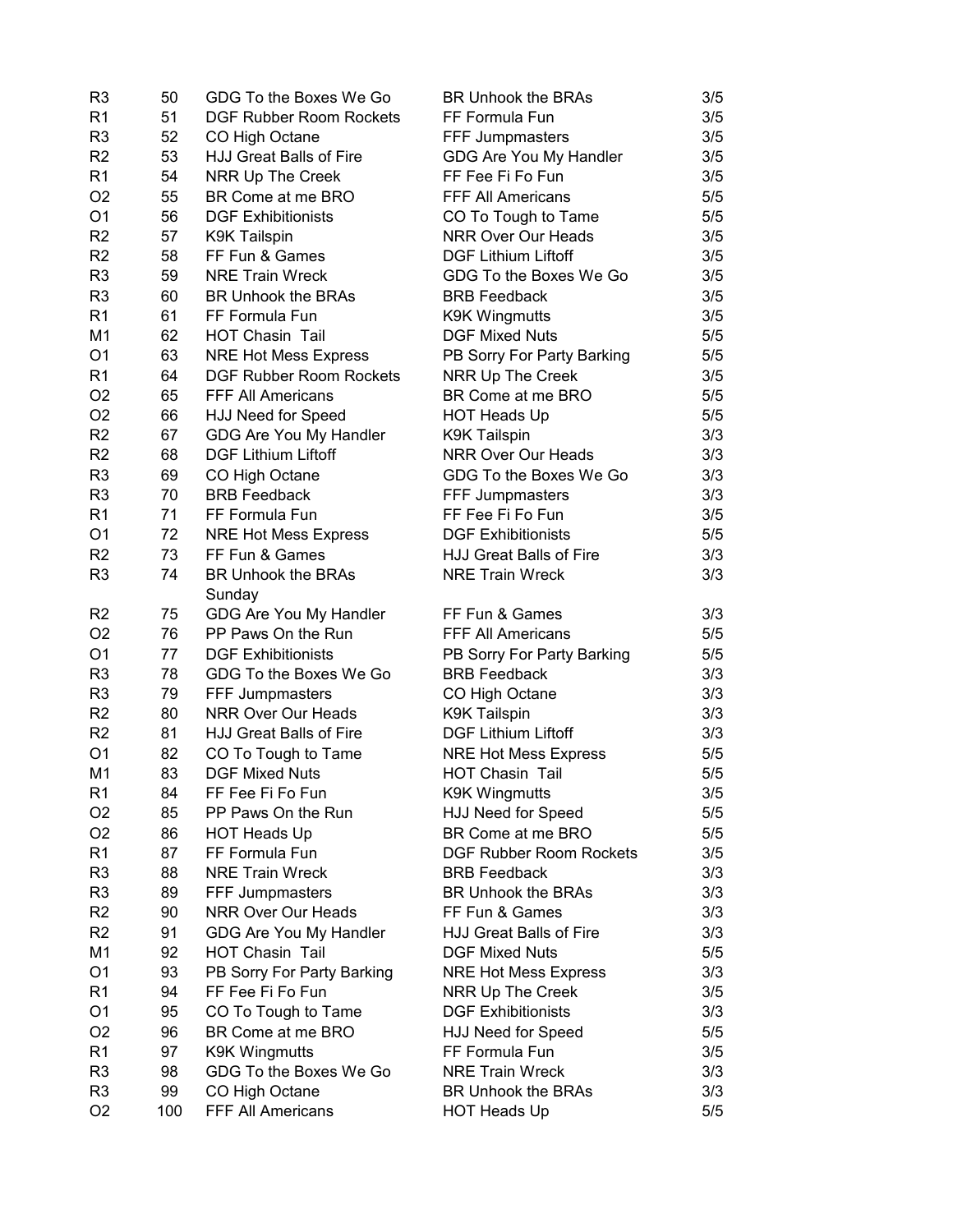| | | | | |
|---|---|---|---|---|
| R3 | 50 | GDG To the Boxes We Go | BR Unhook the BRAs | 3/5 |
| R1 | 51 | DGF Rubber Room Rockets | FF Formula Fun | 3/5 |
| R3 | 52 | CO High Octane | FFF Jumpmasters | 3/5 |
| R2 | 53 | HJJ Great Balls of Fire | GDG Are You My Handler | 3/5 |
| R1 | 54 | NRR Up The Creek | FF Fee Fi Fo Fun | 3/5 |
| O2 | 55 | BR Come at me BRO | FFF All Americans | 5/5 |
| O1 | 56 | DGF Exhibitionists | CO To Tough to Tame | 5/5 |
| R2 | 57 | K9K Tailspin | NRR Over Our Heads | 3/5 |
| R2 | 58 | FF Fun & Games | DGF Lithium Liftoff | 3/5 |
| R3 | 59 | NRE Train Wreck | GDG To the Boxes We Go | 3/5 |
| R3 | 60 | BR Unhook the BRAs | BRB Feedback | 3/5 |
| R1 | 61 | FF Formula Fun | K9K Wingmutts | 3/5 |
| M1 | 62 | HOT Chasin Tail | DGF Mixed Nuts | 5/5 |
| O1 | 63 | NRE Hot Mess Express | PB Sorry For Party Barking | 5/5 |
| R1 | 64 | DGF Rubber Room Rockets | NRR Up The Creek | 3/5 |
| O2 | 65 | FFF All Americans | BR Come at me BRO | 5/5 |
| O2 | 66 | HJJ Need for Speed | HOT Heads Up | 5/5 |
| R2 | 67 | GDG Are You My Handler | K9K Tailspin | 3/3 |
| R2 | 68 | DGF Lithium Liftoff | NRR Over Our Heads | 3/3 |
| R3 | 69 | CO High Octane | GDG To the Boxes We Go | 3/3 |
| R3 | 70 | BRB Feedback | FFF Jumpmasters | 3/3 |
| R1 | 71 | FF Formula Fun | FF Fee Fi Fo Fun | 3/5 |
| O1 | 72 | NRE Hot Mess Express | DGF Exhibitionists | 5/5 |
| R2 | 73 | FF Fun & Games | HJJ Great Balls of Fire | 3/3 |
| R3 | 74 | BR Unhook the BRAs | NRE Train Wreck | 3/3 |
| | | Sunday | | |
| R2 | 75 | GDG Are You My Handler | FF Fun & Games | 3/3 |
| O2 | 76 | PP Paws On the Run | FFF All Americans | 5/5 |
| O1 | 77 | DGF Exhibitionists | PB Sorry For Party Barking | 5/5 |
| R3 | 78 | GDG To the Boxes We Go | BRB Feedback | 3/3 |
| R3 | 79 | FFF Jumpmasters | CO High Octane | 3/3 |
| R2 | 80 | NRR Over Our Heads | K9K Tailspin | 3/3 |
| R2 | 81 | HJJ Great Balls of Fire | DGF Lithium Liftoff | 3/3 |
| O1 | 82 | CO To Tough to Tame | NRE Hot Mess Express | 5/5 |
| M1 | 83 | DGF Mixed Nuts | HOT Chasin Tail | 5/5 |
| R1 | 84 | FF Fee Fi Fo Fun | K9K Wingmutts | 3/5 |
| O2 | 85 | PP Paws On the Run | HJJ Need for Speed | 5/5 |
| O2 | 86 | HOT Heads Up | BR Come at me BRO | 5/5 |
| R1 | 87 | FF Formula Fun | DGF Rubber Room Rockets | 3/5 |
| R3 | 88 | NRE Train Wreck | BRB Feedback | 3/3 |
| R3 | 89 | FFF Jumpmasters | BR Unhook the BRAs | 3/3 |
| R2 | 90 | NRR Over Our Heads | FF Fun & Games | 3/3 |
| R2 | 91 | GDG Are You My Handler | HJJ Great Balls of Fire | 3/3 |
| M1 | 92 | HOT Chasin Tail | DGF Mixed Nuts | 5/5 |
| O1 | 93 | PB Sorry For Party Barking | NRE Hot Mess Express | 3/3 |
| R1 | 94 | FF Fee Fi Fo Fun | NRR Up The Creek | 3/5 |
| O1 | 95 | CO To Tough to Tame | DGF Exhibitionists | 3/3 |
| O2 | 96 | BR Come at me BRO | HJJ Need for Speed | 5/5 |
| R1 | 97 | K9K Wingmutts | FF Formula Fun | 3/5 |
| R3 | 98 | GDG To the Boxes We Go | NRE Train Wreck | 3/3 |
| R3 | 99 | CO High Octane | BR Unhook the BRAs | 3/3 |
| O2 | 100 | FFF All Americans | HOT Heads Up | 5/5 |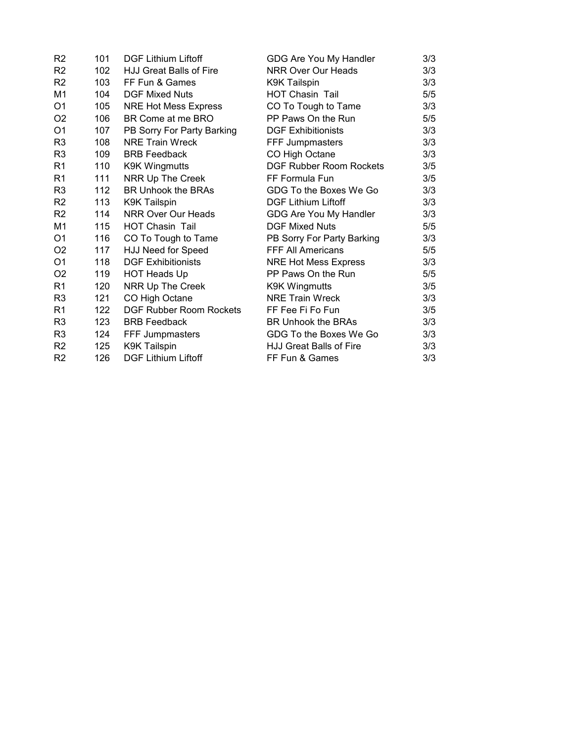| | | | | |
|---|---|---|---|---|
| R2 | 101 | DGF Lithium Liftoff | GDG Are You My Handler | 3/3 |
| R2 | 102 | HJJ Great Balls of Fire | NRR Over Our Heads | 3/3 |
| R2 | 103 | FF Fun & Games | K9K Tailspin | 3/3 |
| M1 | 104 | DGF Mixed Nuts | HOT Chasin Tail | 5/5 |
| O1 | 105 | NRE Hot Mess Express | CO To Tough to Tame | 3/3 |
| O2 | 106 | BR Come at me BRO | PP Paws On the Run | 5/5 |
| O1 | 107 | PB Sorry For Party Barking | DGF Exhibitionists | 3/3 |
| R3 | 108 | NRE Train Wreck | FFF Jumpmasters | 3/3 |
| R3 | 109 | BRB Feedback | CO High Octane | 3/3 |
| R1 | 110 | K9K Wingmutts | DGF Rubber Room Rockets | 3/5 |
| R1 | 111 | NRR Up The Creek | FF Formula Fun | 3/5 |
| R3 | 112 | BR Unhook the BRAs | GDG To the Boxes We Go | 3/3 |
| R2 | 113 | K9K Tailspin | DGF Lithium Liftoff | 3/3 |
| R2 | 114 | NRR Over Our Heads | GDG Are You My Handler | 3/3 |
| M1 | 115 | HOT Chasin Tail | DGF Mixed Nuts | 5/5 |
| O1 | 116 | CO To Tough to Tame | PB Sorry For Party Barking | 3/3 |
| O2 | 117 | HJJ Need for Speed | FFF All Americans | 5/5 |
| O1 | 118 | DGF Exhibitionists | NRE Hot Mess Express | 3/3 |
| O2 | 119 | HOT Heads Up | PP Paws On the Run | 5/5 |
| R1 | 120 | NRR Up The Creek | K9K Wingmutts | 3/5 |
| R3 | 121 | CO High Octane | NRE Train Wreck | 3/3 |
| R1 | 122 | DGF Rubber Room Rockets | FF Fee Fi Fo Fun | 3/5 |
| R3 | 123 | BRB Feedback | BR Unhook the BRAs | 3/3 |
| R3 | 124 | FFF Jumpmasters | GDG To the Boxes We Go | 3/3 |
| R2 | 125 | K9K Tailspin | HJJ Great Balls of Fire | 3/3 |
| R2 | 126 | DGF Lithium Liftoff | FF Fun & Games | 3/3 |